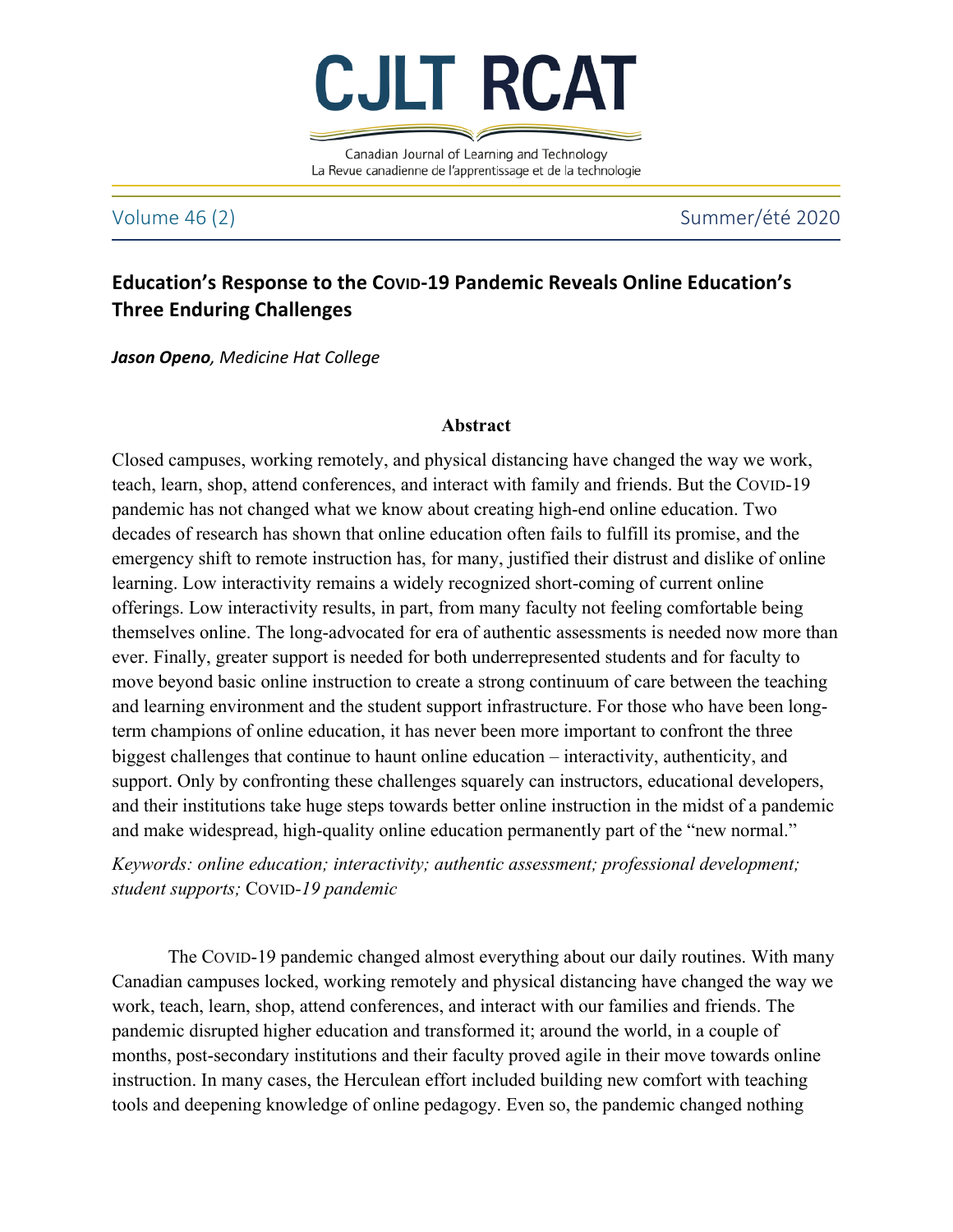# Education's Response to the COVID-19 Pandemic Reveals Online Education's Three Enduring Challenges

***Jason Openo**, Medicine Hat College*

## Abstract

Closed campuses, working remotely, and physical distancing have changed the way we work, teach, learn, shop, attend conferences, and interact with family and friends. But the COVID-19 pandemic has not changed what we know about creating high-end online education. Two decades of research has shown that online education often fails to fulfill its promise, and the emergency shift to remote instruction has, for many, justified their distrust and dislike of online learning. Low interactivity remains a widely recognized short-coming of current online offerings. Low interactivity results, in part, from many faculty not feeling comfortable being themselves online. The long-advocated for era of authentic assessments is needed now more than ever. Finally, greater support is needed for both underrepresented students and for faculty to move beyond basic online instruction to create a strong continuum of care between the teaching and learning environment and the student support infrastructure. For those who have been long-term champions of online education, it has never been more important to confront the three biggest challenges that continue to haunt online education – interactivity, authenticity, and support. Only by confronting these challenges squarely can instructors, educational developers, and their institutions take huge steps towards better online instruction in the midst of a pandemic and make widespread, high-quality online education permanently part of the "new normal."

*Keywords: online education; interactivity; authentic assessment; professional development; student supports;* COVID*-19 pandemic*

The COVID-19 pandemic changed almost everything about our daily routines. With many Canadian campuses locked, working remotely and physical distancing have changed the way we work, teach, learn, shop, attend conferences, and interact with our families and friends. The pandemic disrupted higher education and transformed it; around the world, in a couple of months, post-secondary institutions and their faculty proved agile in their move towards online instruction. In many cases, the Herculean effort included building new comfort with teaching tools and deepening knowledge of online pedagogy. Even so, the pandemic changed nothing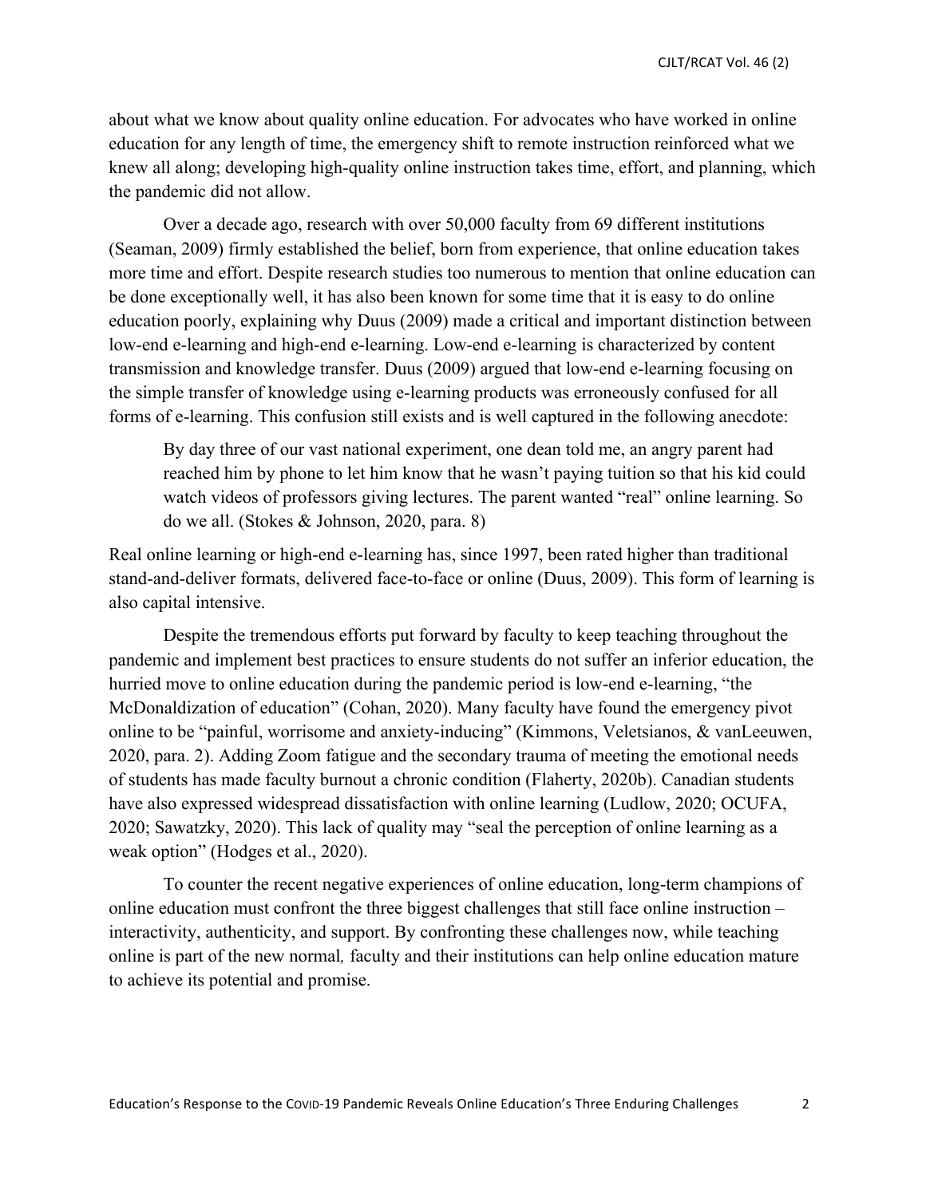about what we know about quality online education. For advocates who have worked in online education for any length of time, the emergency shift to remote instruction reinforced what we knew all along; developing high-quality online instruction takes time, effort, and planning, which the pandemic did not allow.

Over a decade ago, research with over 50,000 faculty from 69 different institutions (Seaman, 2009) firmly established the belief, born from experience, that online education takes more time and effort. Despite research studies too numerous to mention that online education can be done exceptionally well, it has also been known for some time that it is easy to do online education poorly, explaining why Duus (2009) made a critical and important distinction between low-end e-learning and high-end e-learning. Low-end e-learning is characterized by content transmission and knowledge transfer. Duus (2009) argued that low-end e-learning focusing on the simple transfer of knowledge using e-learning products was erroneously confused for all forms of e-learning. This confusion still exists and is well captured in the following anecdote:

> By day three of our vast national experiment, one dean told me, an angry parent had reached him by phone to let him know that he wasn't paying tuition so that his kid could watch videos of professors giving lectures. The parent wanted "real" online learning. So do we all. (Stokes & Johnson, 2020, para. 8)

Real online learning or high-end e-learning has, since 1997, been rated higher than traditional stand-and-deliver formats, delivered face-to-face or online (Duus, 2009). This form of learning is also capital intensive.

Despite the tremendous efforts put forward by faculty to keep teaching throughout the pandemic and implement best practices to ensure students do not suffer an inferior education, the hurried move to online education during the pandemic period is low-end e-learning, "the McDonaldization of education" (Cohan, 2020). Many faculty have found the emergency pivot online to be "painful, worrisome and anxiety-inducing" (Kimmons, Veletsianos, & vanLeeuwen, 2020, para. 2). Adding Zoom fatigue and the secondary trauma of meeting the emotional needs of students has made faculty burnout a chronic condition (Flaherty, 2020b). Canadian students have also expressed widespread dissatisfaction with online learning (Ludlow, 2020; OCUFA, 2020; Sawatzky, 2020). This lack of quality may "seal the perception of online learning as a weak option" (Hodges et al., 2020).

To counter the recent negative experiences of online education, long-term champions of online education must confront the three biggest challenges that still face online instruction – interactivity, authenticity, and support. By confronting these challenges now, while teaching online is part of the new normal*,* faculty and their institutions can help online education mature to achieve its potential and promise.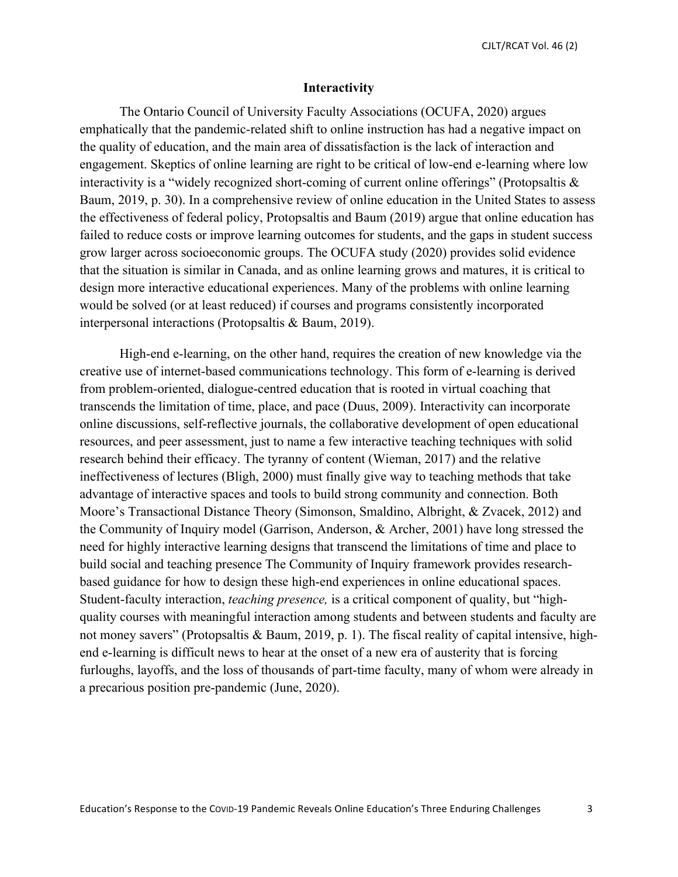## Interactivity

The Ontario Council of University Faculty Associations (OCUFA, 2020) argues emphatically that the pandemic-related shift to online instruction has had a negative impact on the quality of education, and the main area of dissatisfaction is the lack of interaction and engagement. Skeptics of online learning are right to be critical of low-end e-learning where low interactivity is a "widely recognized short-coming of current online offerings" (Protopsaltis & Baum, 2019, p. 30). In a comprehensive review of online education in the United States to assess the effectiveness of federal policy, Protopsaltis and Baum (2019) argue that online education has failed to reduce costs or improve learning outcomes for students, and the gaps in student success grow larger across socioeconomic groups. The OCUFA study (2020) provides solid evidence that the situation is similar in Canada, and as online learning grows and matures, it is critical to design more interactive educational experiences. Many of the problems with online learning would be solved (or at least reduced) if courses and programs consistently incorporated interpersonal interactions (Protopsaltis & Baum, 2019).

High-end e-learning, on the other hand, requires the creation of new knowledge via the creative use of internet-based communications technology. This form of e-learning is derived from problem-oriented, dialogue-centred education that is rooted in virtual coaching that transcends the limitation of time, place, and pace (Duus, 2009). Interactivity can incorporate online discussions, self-reflective journals, the collaborative development of open educational resources, and peer assessment, just to name a few interactive teaching techniques with solid research behind their efficacy. The tyranny of content (Wieman, 2017) and the relative ineffectiveness of lectures (Bligh, 2000) must finally give way to teaching methods that take advantage of interactive spaces and tools to build strong community and connection. Both Moore's Transactional Distance Theory (Simonson, Smaldino, Albright, & Zvacek, 2012) and the Community of Inquiry model (Garrison, Anderson, & Archer, 2001) have long stressed the need for highly interactive learning designs that transcend the limitations of time and place to build social and teaching presence The Community of Inquiry framework provides research-based guidance for how to design these high-end experiences in online educational spaces. Student-faculty interaction, *teaching presence,* is a critical component of quality, but "high-quality courses with meaningful interaction among students and between students and faculty are not money savers" (Protopsaltis & Baum, 2019, p. 1). The fiscal reality of capital intensive, high-end e-learning is difficult news to hear at the onset of a new era of austerity that is forcing furloughs, layoffs, and the loss of thousands of part-time faculty, many of whom were already in a precarious position pre-pandemic (June, 2020).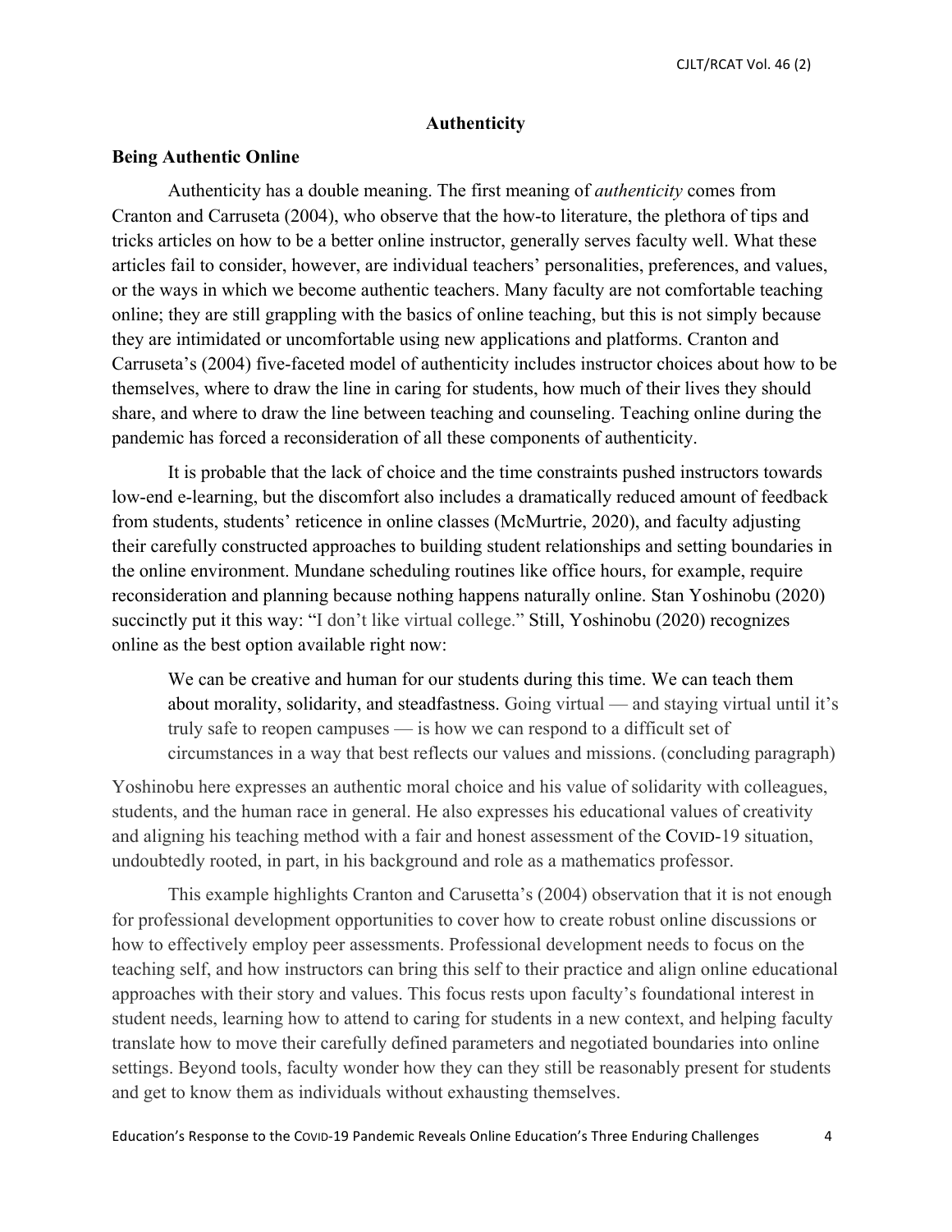## Authenticity

### Being Authentic Online

Authenticity has a double meaning. The first meaning of *authenticity* comes from Cranton and Carruseta (2004), who observe that the how-to literature, the plethora of tips and tricks articles on how to be a better online instructor, generally serves faculty well. What these articles fail to consider, however, are individual teachers' personalities, preferences, and values, or the ways in which we become authentic teachers. Many faculty are not comfortable teaching online; they are still grappling with the basics of online teaching, but this is not simply because they are intimidated or uncomfortable using new applications and platforms. Cranton and Carruseta's (2004) five-faceted model of authenticity includes instructor choices about how to be themselves, where to draw the line in caring for students, how much of their lives they should share, and where to draw the line between teaching and counseling. Teaching online during the pandemic has forced a reconsideration of all these components of authenticity.

It is probable that the lack of choice and the time constraints pushed instructors towards low-end e-learning, but the discomfort also includes a dramatically reduced amount of feedback from students, students' reticence in online classes (McMurtrie, 2020), and faculty adjusting their carefully constructed approaches to building student relationships and setting boundaries in the online environment. Mundane scheduling routines like office hours, for example, require reconsideration and planning because nothing happens naturally online. Stan Yoshinobu (2020) succinctly put it this way: "I don't like virtual college." Still, Yoshinobu (2020) recognizes online as the best option available right now:

> We can be creative and human for our students during this time. We can teach them about morality, solidarity, and steadfastness. Going virtual — and staying virtual until it's truly safe to reopen campuses — is how we can respond to a difficult set of circumstances in a way that best reflects our values and missions. (concluding paragraph)

Yoshinobu here expresses an authentic moral choice and his value of solidarity with colleagues, students, and the human race in general. He also expresses his educational values of creativity and aligning his teaching method with a fair and honest assessment of the COVID-19 situation, undoubtedly rooted, in part, in his background and role as a mathematics professor.

This example highlights Cranton and Carusetta's (2004) observation that it is not enough for professional development opportunities to cover how to create robust online discussions or how to effectively employ peer assessments. Professional development needs to focus on the teaching self, and how instructors can bring this self to their practice and align online educational approaches with their story and values. This focus rests upon faculty's foundational interest in student needs, learning how to attend to caring for students in a new context, and helping faculty translate how to move their carefully defined parameters and negotiated boundaries into online settings. Beyond tools, faculty wonder how they can they still be reasonably present for students and get to know them as individuals without exhausting themselves.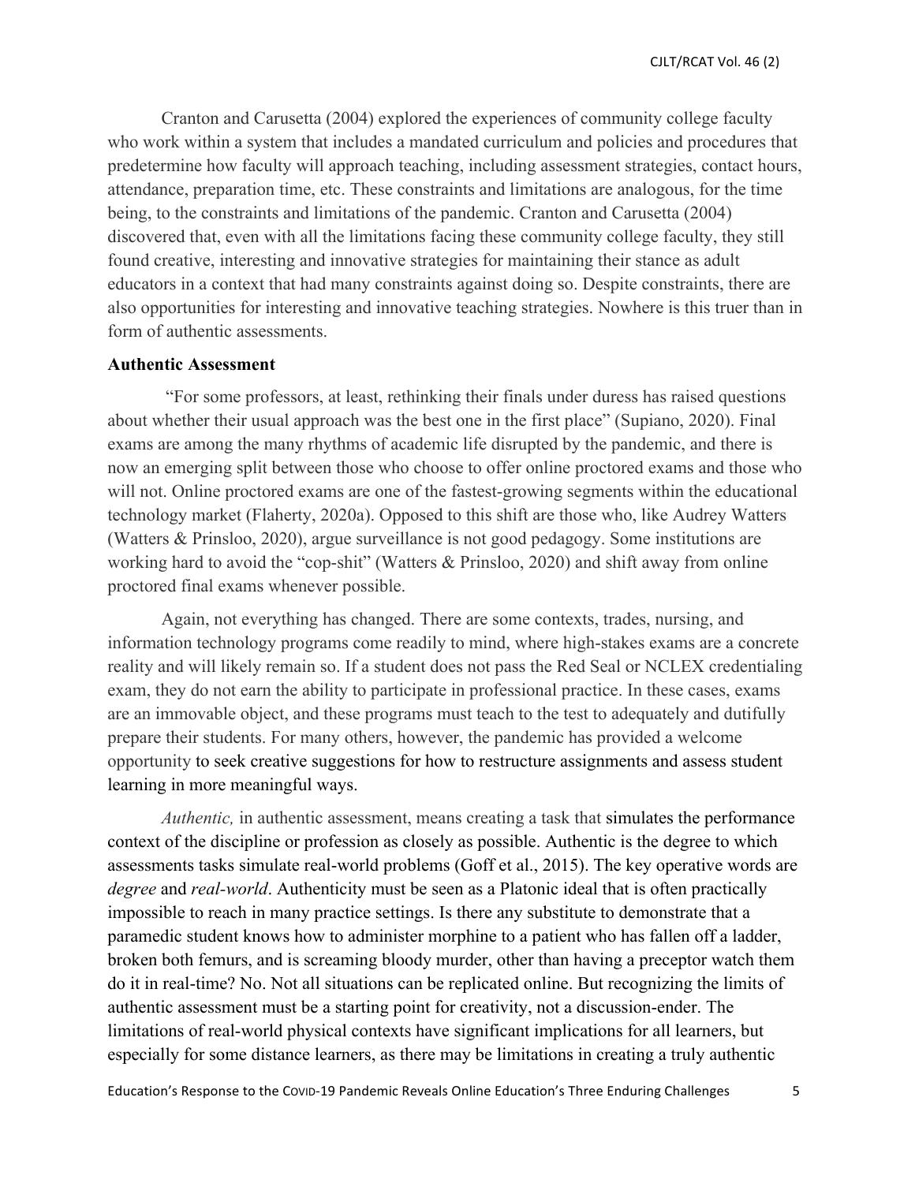Cranton and Carusetta (2004) explored the experiences of community college faculty who work within a system that includes a mandated curriculum and policies and procedures that predetermine how faculty will approach teaching, including assessment strategies, contact hours, attendance, preparation time, etc. These constraints and limitations are analogous, for the time being, to the constraints and limitations of the pandemic. Cranton and Carusetta (2004) discovered that, even with all the limitations facing these community college faculty, they still found creative, interesting and innovative strategies for maintaining their stance as adult educators in a context that had many constraints against doing so. Despite constraints, there are also opportunities for interesting and innovative teaching strategies. Nowhere is this truer than in form of authentic assessments.

**Authentic Assessment**

"For some professors, at least, rethinking their finals under duress has raised questions about whether their usual approach was the best one in the first place" (Supiano, 2020). Final exams are among the many rhythms of academic life disrupted by the pandemic, and there is now an emerging split between those who choose to offer online proctored exams and those who will not. Online proctored exams are one of the fastest-growing segments within the educational technology market (Flaherty, 2020a). Opposed to this shift are those who, like Audrey Watters (Watters & Prinsloo, 2020), argue surveillance is not good pedagogy. Some institutions are working hard to avoid the "cop-shit" (Watters & Prinsloo, 2020) and shift away from online proctored final exams whenever possible.

Again, not everything has changed. There are some contexts, trades, nursing, and information technology programs come readily to mind, where high-stakes exams are a concrete reality and will likely remain so. If a student does not pass the Red Seal or NCLEX credentialing exam, they do not earn the ability to participate in professional practice. In these cases, exams are an immovable object, and these programs must teach to the test to adequately and dutifully prepare their students. For many others, however, the pandemic has provided a welcome opportunity to seek creative suggestions for how to restructure assignments and assess student learning in more meaningful ways.

*Authentic,* in authentic assessment, means creating a task that simulates the performance context of the discipline or profession as closely as possible. Authentic is the degree to which assessments tasks simulate real-world problems (Goff et al., 2015). The key operative words are *degree* and *real-world*. Authenticity must be seen as a Platonic ideal that is often practically impossible to reach in many practice settings. Is there any substitute to demonstrate that a paramedic student knows how to administer morphine to a patient who has fallen off a ladder, broken both femurs, and is screaming bloody murder, other than having a preceptor watch them do it in real-time? No. Not all situations can be replicated online. But recognizing the limits of authentic assessment must be a starting point for creativity, not a discussion-ender. The limitations of real-world physical contexts have significant implications for all learners, but especially for some distance learners, as there may be limitations in creating a truly authentic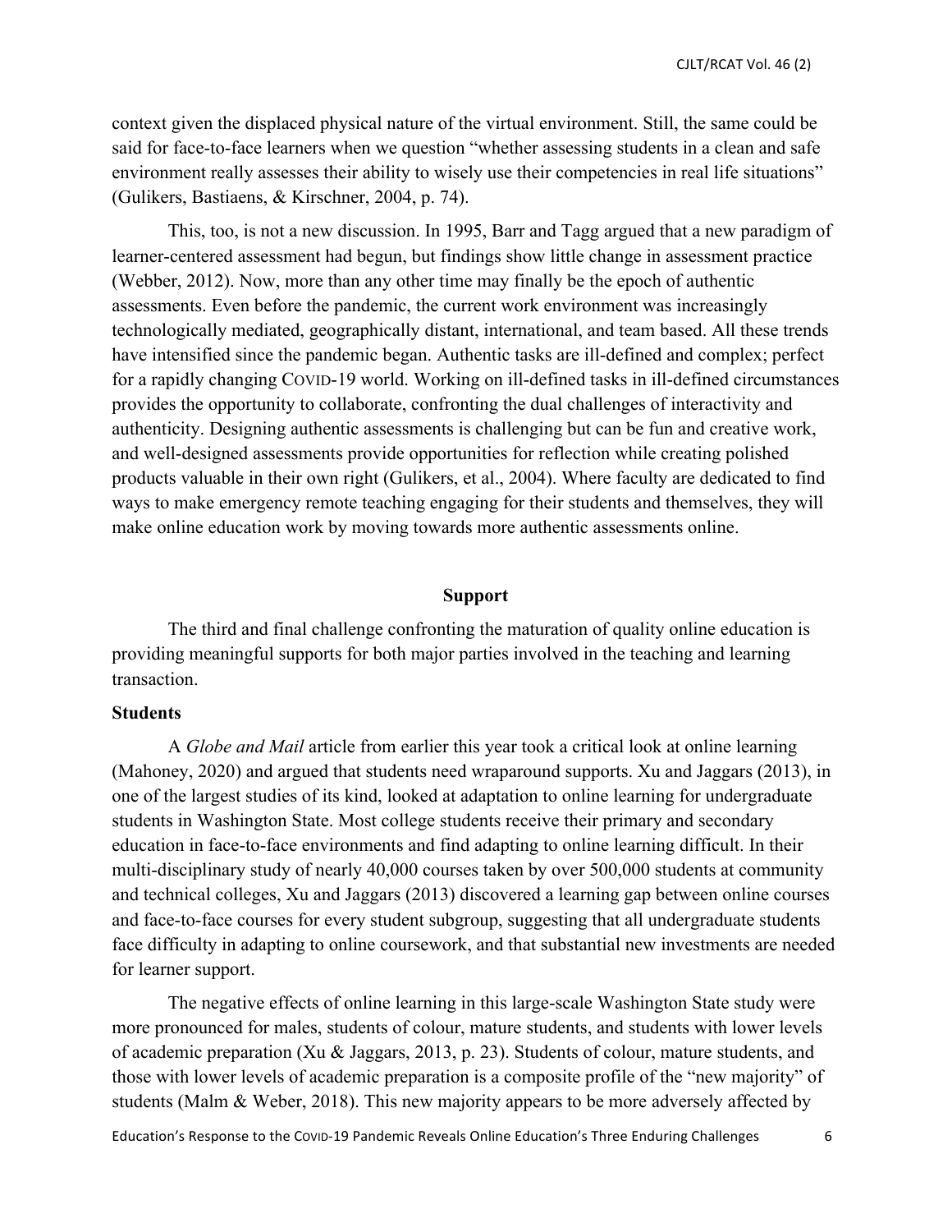context given the displaced physical nature of the virtual environment. Still, the same could be said for face-to-face learners when we question "whether assessing students in a clean and safe environment really assesses their ability to wisely use their competencies in real life situations" (Gulikers, Bastiaens, & Kirschner, 2004, p. 74).

This, too, is not a new discussion. In 1995, Barr and Tagg argued that a new paradigm of learner-centered assessment had begun, but findings show little change in assessment practice (Webber, 2012). Now, more than any other time may finally be the epoch of authentic assessments. Even before the pandemic, the current work environment was increasingly technologically mediated, geographically distant, international, and team based. All these trends have intensified since the pandemic began. Authentic tasks are ill-defined and complex; perfect for a rapidly changing COVID-19 world. Working on ill-defined tasks in ill-defined circumstances provides the opportunity to collaborate, confronting the dual challenges of interactivity and authenticity. Designing authentic assessments is challenging but can be fun and creative work, and well-designed assessments provide opportunities for reflection while creating polished products valuable in their own right (Gulikers, et al., 2004). Where faculty are dedicated to find ways to make emergency remote teaching engaging for their students and themselves, they will make online education work by moving towards more authentic assessments online.

## Support

The third and final challenge confronting the maturation of quality online education is providing meaningful supports for both major parties involved in the teaching and learning transaction.

### Students

A *Globe and Mail* article from earlier this year took a critical look at online learning (Mahoney, 2020) and argued that students need wraparound supports. Xu and Jaggars (2013), in one of the largest studies of its kind, looked at adaptation to online learning for undergraduate students in Washington State. Most college students receive their primary and secondary education in face-to-face environments and find adapting to online learning difficult. In their multi-disciplinary study of nearly 40,000 courses taken by over 500,000 students at community and technical colleges, Xu and Jaggars (2013) discovered a learning gap between online courses and face-to-face courses for every student subgroup, suggesting that all undergraduate students face difficulty in adapting to online coursework, and that substantial new investments are needed for learner support.

The negative effects of online learning in this large-scale Washington State study were more pronounced for males, students of colour, mature students, and students with lower levels of academic preparation (Xu & Jaggars, 2013, p. 23). Students of colour, mature students, and those with lower levels of academic preparation is a composite profile of the "new majority" of students (Malm & Weber, 2018). This new majority appears to be more adversely affected by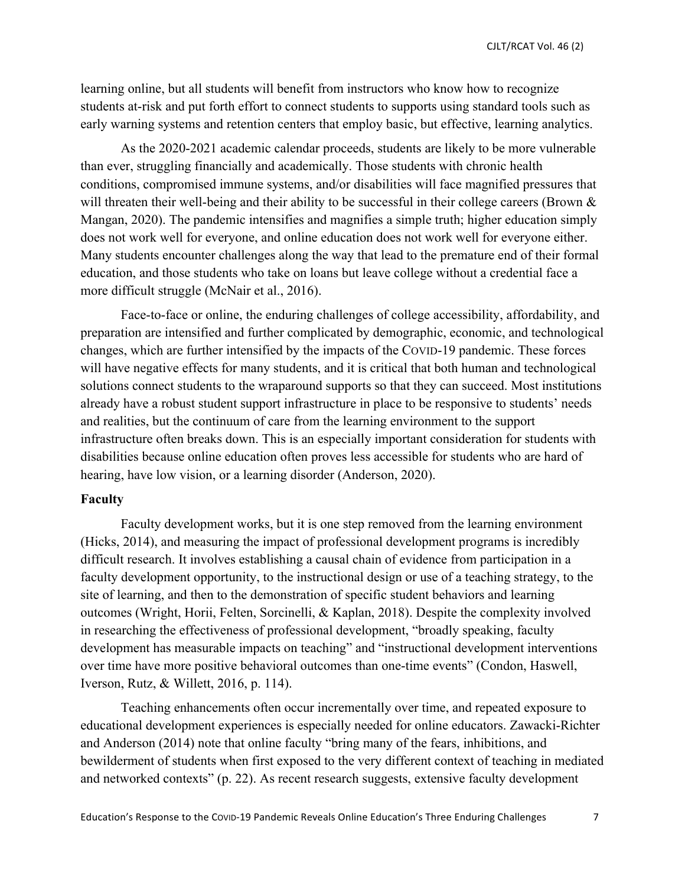learning online, but all students will benefit from instructors who know how to recognize students at-risk and put forth effort to connect students to supports using standard tools such as early warning systems and retention centers that employ basic, but effective, learning analytics.

As the 2020-2021 academic calendar proceeds, students are likely to be more vulnerable than ever, struggling financially and academically. Those students with chronic health conditions, compromised immune systems, and/or disabilities will face magnified pressures that will threaten their well-being and their ability to be successful in their college careers (Brown & Mangan, 2020). The pandemic intensifies and magnifies a simple truth; higher education simply does not work well for everyone, and online education does not work well for everyone either. Many students encounter challenges along the way that lead to the premature end of their formal education, and those students who take on loans but leave college without a credential face a more difficult struggle (McNair et al., 2016).

Face-to-face or online, the enduring challenges of college accessibility, affordability, and preparation are intensified and further complicated by demographic, economic, and technological changes, which are further intensified by the impacts of the COVID-19 pandemic. These forces will have negative effects for many students, and it is critical that both human and technological solutions connect students to the wraparound supports so that they can succeed. Most institutions already have a robust student support infrastructure in place to be responsive to students' needs and realities, but the continuum of care from the learning environment to the support infrastructure often breaks down. This is an especially important consideration for students with disabilities because online education often proves less accessible for students who are hard of hearing, have low vision, or a learning disorder (Anderson, 2020).

**Faculty**

Faculty development works, but it is one step removed from the learning environment (Hicks, 2014), and measuring the impact of professional development programs is incredibly difficult research. It involves establishing a causal chain of evidence from participation in a faculty development opportunity, to the instructional design or use of a teaching strategy, to the site of learning, and then to the demonstration of specific student behaviors and learning outcomes (Wright, Horii, Felten, Sorcinelli, & Kaplan, 2018). Despite the complexity involved in researching the effectiveness of professional development, "broadly speaking, faculty development has measurable impacts on teaching" and "instructional development interventions over time have more positive behavioral outcomes than one-time events" (Condon, Haswell, Iverson, Rutz, & Willett, 2016, p. 114).

Teaching enhancements often occur incrementally over time, and repeated exposure to educational development experiences is especially needed for online educators. Zawacki-Richter and Anderson (2014) note that online faculty "bring many of the fears, inhibitions, and bewilderment of students when first exposed to the very different context of teaching in mediated and networked contexts" (p. 22). As recent research suggests, extensive faculty development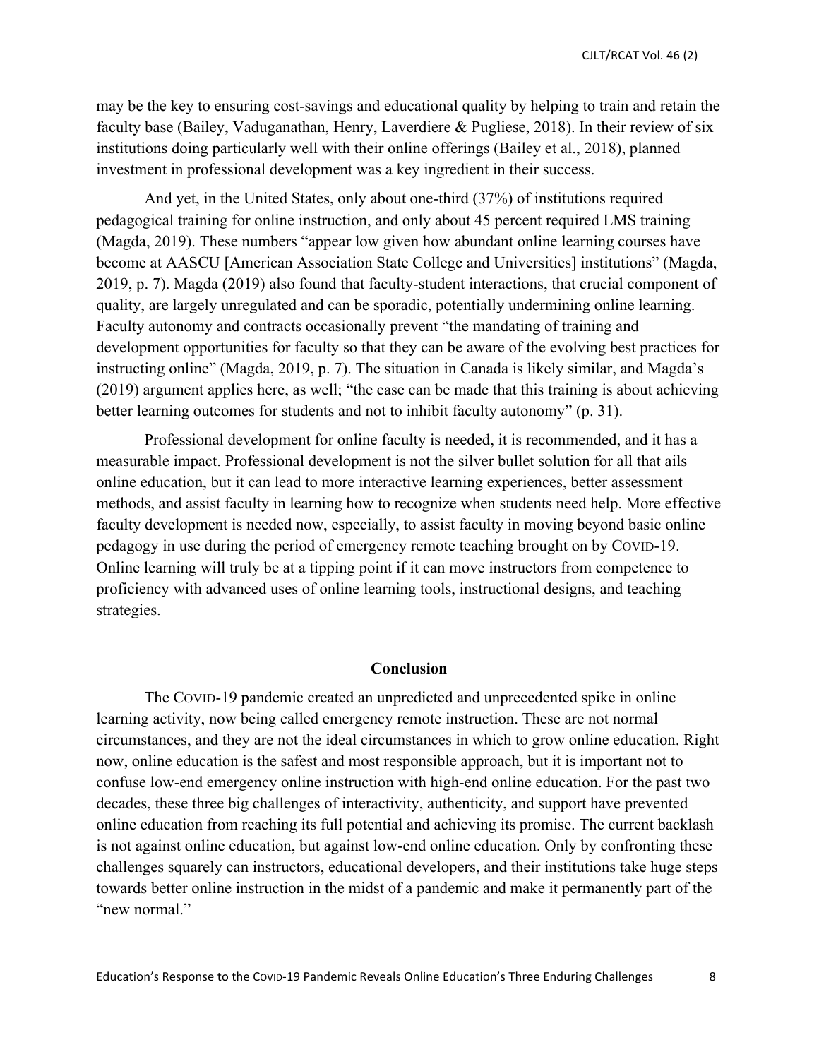may be the key to ensuring cost-savings and educational quality by helping to train and retain the faculty base (Bailey, Vaduganathan, Henry, Laverdiere & Pugliese, 2018). In their review of six institutions doing particularly well with their online offerings (Bailey et al., 2018), planned investment in professional development was a key ingredient in their success.

And yet, in the United States, only about one-third (37%) of institutions required pedagogical training for online instruction, and only about 45 percent required LMS training (Magda, 2019). These numbers "appear low given how abundant online learning courses have become at AASCU [American Association State College and Universities] institutions" (Magda, 2019, p. 7). Magda (2019) also found that faculty-student interactions, that crucial component of quality, are largely unregulated and can be sporadic, potentially undermining online learning. Faculty autonomy and contracts occasionally prevent "the mandating of training and development opportunities for faculty so that they can be aware of the evolving best practices for instructing online" (Magda, 2019, p. 7). The situation in Canada is likely similar, and Magda's (2019) argument applies here, as well; "the case can be made that this training is about achieving better learning outcomes for students and not to inhibit faculty autonomy" (p. 31).

Professional development for online faculty is needed, it is recommended, and it has a measurable impact. Professional development is not the silver bullet solution for all that ails online education, but it can lead to more interactive learning experiences, better assessment methods, and assist faculty in learning how to recognize when students need help. More effective faculty development is needed now, especially, to assist faculty in moving beyond basic online pedagogy in use during the period of emergency remote teaching brought on by COVID-19. Online learning will truly be at a tipping point if it can move instructors from competence to proficiency with advanced uses of online learning tools, instructional designs, and teaching strategies.

## Conclusion

The COVID-19 pandemic created an unpredicted and unprecedented spike in online learning activity, now being called emergency remote instruction. These are not normal circumstances, and they are not the ideal circumstances in which to grow online education. Right now, online education is the safest and most responsible approach, but it is important not to confuse low-end emergency online instruction with high-end online education. For the past two decades, these three big challenges of interactivity, authenticity, and support have prevented online education from reaching its full potential and achieving its promise. The current backlash is not against online education, but against low-end online education. Only by confronting these challenges squarely can instructors, educational developers, and their institutions take huge steps towards better online instruction in the midst of a pandemic and make it permanently part of the "new normal."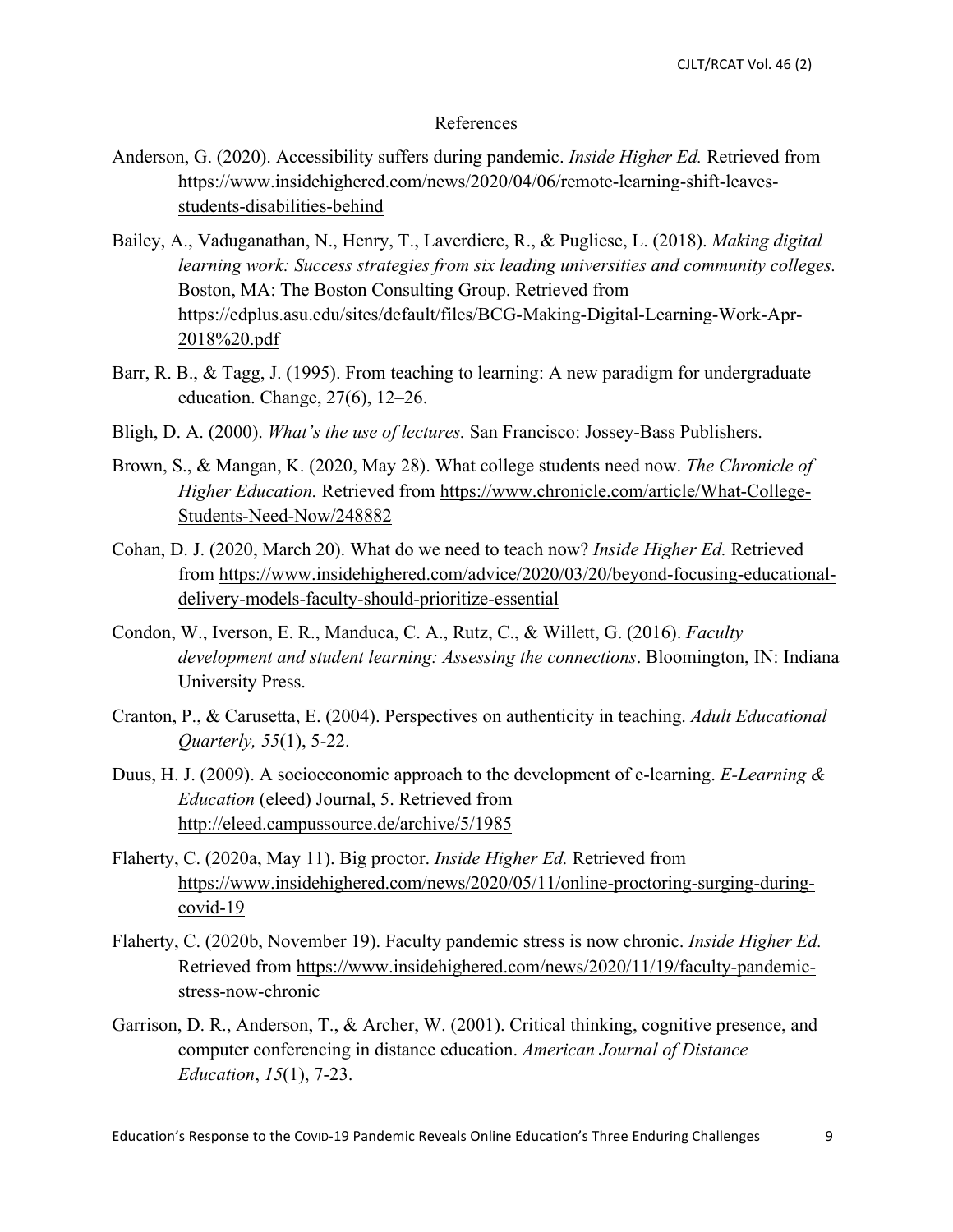# References

Anderson, G. (2020). Accessibility suffers during pandemic. *Inside Higher Ed.* Retrieved from https://www.insidehighered.com/news/2020/04/06/remote-learning-shift-leaves-students-disabilities-behind

Bailey, A., Vaduganathan, N., Henry, T., Laverdiere, R., & Pugliese, L. (2018). *Making digital learning work: Success strategies from six leading universities and community colleges.* Boston, MA: The Boston Consulting Group. Retrieved from https://edplus.asu.edu/sites/default/files/BCG-Making-Digital-Learning-Work-Apr-2018%20.pdf

Barr, R. B., & Tagg, J. (1995). From teaching to learning: A new paradigm for undergraduate education. Change, 27(6), 12–26.

Bligh, D. A. (2000). *What's the use of lectures.* San Francisco: Jossey-Bass Publishers.

Brown, S., & Mangan, K. (2020, May 28). What college students need now. *The Chronicle of Higher Education.* Retrieved from https://www.chronicle.com/article/What-College-Students-Need-Now/248882

Cohan, D. J. (2020, March 20). What do we need to teach now? *Inside Higher Ed.* Retrieved from https://www.insidehighered.com/advice/2020/03/20/beyond-focusing-educational-delivery-models-faculty-should-prioritize-essential

Condon, W., Iverson, E. R., Manduca, C. A., Rutz, C., & Willett, G. (2016). *Faculty development and student learning: Assessing the connections*. Bloomington, IN: Indiana University Press.

Cranton, P., & Carusetta, E. (2004). Perspectives on authenticity in teaching. *Adult Educational Quarterly, 55*(1), 5-22.

Duus, H. J. (2009). A socioeconomic approach to the development of e-learning. *E-Learning & Education* (eleed) Journal, 5. Retrieved from http://eleed.campussource.de/archive/5/1985

Flaherty, C. (2020a, May 11). Big proctor. *Inside Higher Ed.* Retrieved from https://www.insidehighered.com/news/2020/05/11/online-proctoring-surging-during-covid-19

Flaherty, C. (2020b, November 19). Faculty pandemic stress is now chronic. *Inside Higher Ed.* Retrieved from https://www.insidehighered.com/news/2020/11/19/faculty-pandemic-stress-now-chronic

Garrison, D. R., Anderson, T., & Archer, W. (2001). Critical thinking, cognitive presence, and computer conferencing in distance education. *American Journal of Distance Education*, *15*(1), 7-23.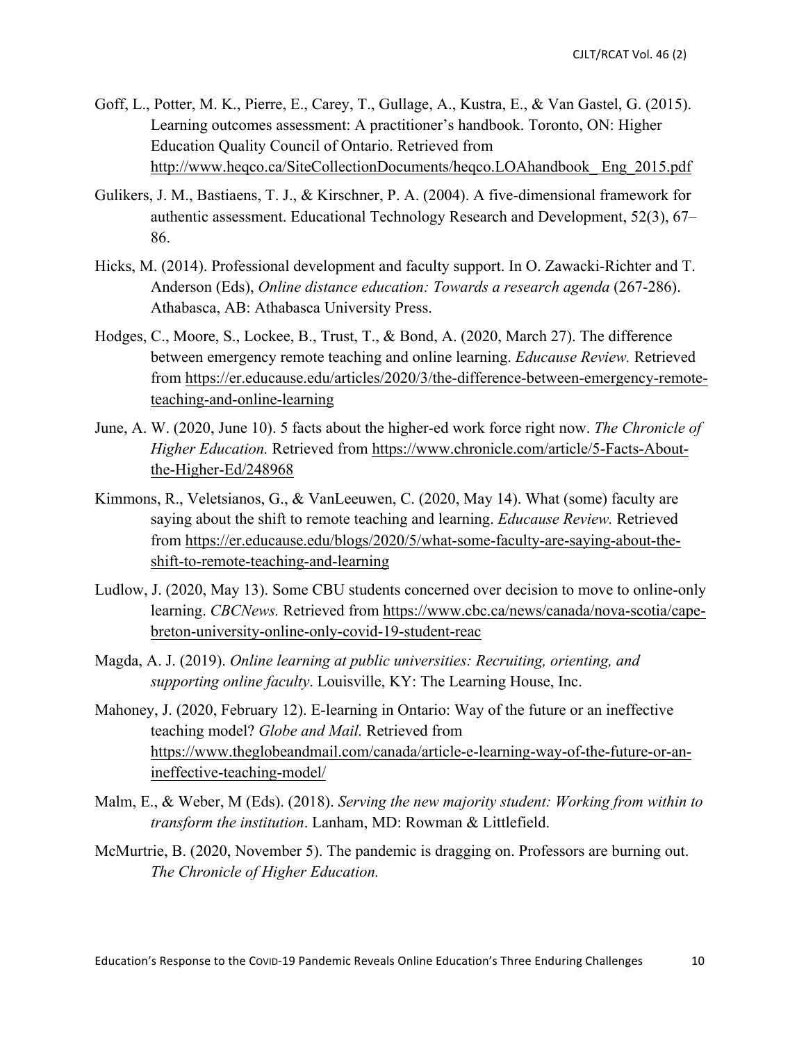Goff, L., Potter, M. K., Pierre, E., Carey, T., Gullage, A., Kustra, E., & Van Gastel, G. (2015). Learning outcomes assessment: A practitioner's handbook. Toronto, ON: Higher Education Quality Council of Ontario. Retrieved from http://www.heqco.ca/SiteCollectionDocuments/heqco.LOAhandbook_Eng_2015.pdf

Gulikers, J. M., Bastiaens, T. J., & Kirschner, P. A. (2004). A five-dimensional framework for authentic assessment. Educational Technology Research and Development, 52(3), 67–86.

Hicks, M. (2014). Professional development and faculty support. In O. Zawacki-Richter and T. Anderson (Eds), *Online distance education: Towards a research agenda* (267-286). Athabasca, AB: Athabasca University Press.

Hodges, C., Moore, S., Lockee, B., Trust, T., & Bond, A. (2020, March 27). The difference between emergency remote teaching and online learning. *Educause Review.* Retrieved from https://er.educause.edu/articles/2020/3/the-difference-between-emergency-remote-teaching-and-online-learning

June, A. W. (2020, June 10). 5 facts about the higher-ed work force right now. *The Chronicle of Higher Education.* Retrieved from https://www.chronicle.com/article/5-Facts-About-the-Higher-Ed/248968

Kimmons, R., Veletsianos, G., & VanLeeuwen, C. (2020, May 14). What (some) faculty are saying about the shift to remote teaching and learning. *Educause Review.* Retrieved from https://er.educause.edu/blogs/2020/5/what-some-faculty-are-saying-about-the-shift-to-remote-teaching-and-learning

Ludlow, J. (2020, May 13). Some CBU students concerned over decision to move to online-only learning. *CBCNews.* Retrieved from https://www.cbc.ca/news/canada/nova-scotia/cape-breton-university-online-only-covid-19-student-reac

Magda, A. J. (2019). *Online learning at public universities: Recruiting, orienting, and supporting online faculty*. Louisville, KY: The Learning House, Inc.

Mahoney, J. (2020, February 12). E-learning in Ontario: Way of the future or an ineffective teaching model? *Globe and Mail.* Retrieved from https://www.theglobeandmail.com/canada/article-e-learning-way-of-the-future-or-an-ineffective-teaching-model/

Malm, E., & Weber, M (Eds). (2018). *Serving the new majority student: Working from within to transform the institution*. Lanham, MD: Rowman & Littlefield.

McMurtrie, B. (2020, November 5). The pandemic is dragging on. Professors are burning out. *The Chronicle of Higher Education.*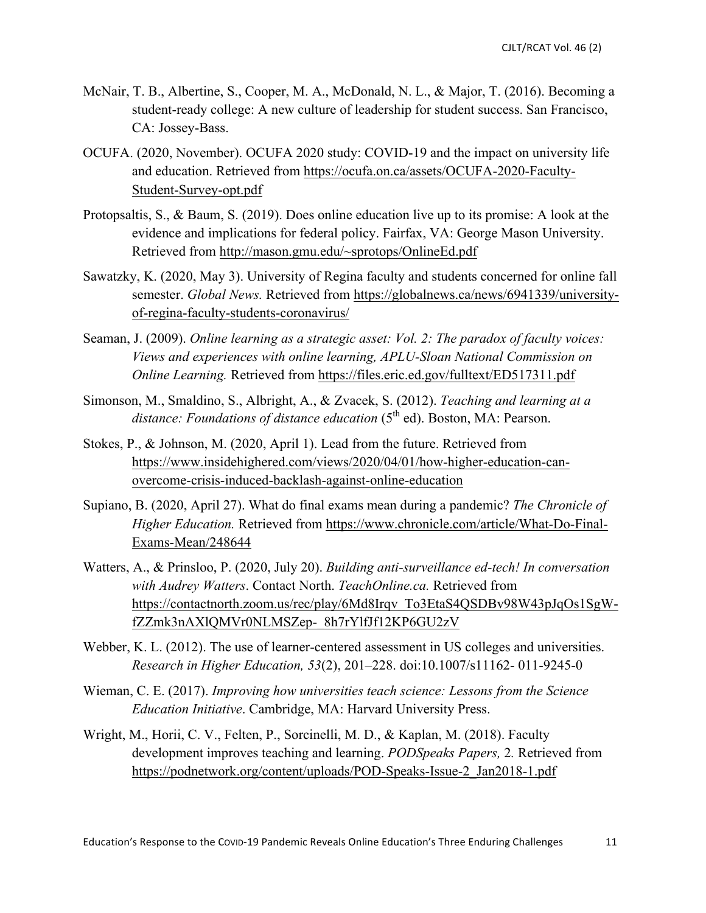McNair, T. B., Albertine, S., Cooper, M. A., McDonald, N. L., & Major, T. (2016). Becoming a student-ready college: A new culture of leadership for student success. San Francisco, CA: Jossey-Bass.

OCUFA. (2020, November). OCUFA 2020 study: COVID-19 and the impact on university life and education. Retrieved from https://ocufa.on.ca/assets/OCUFA-2020-Faculty-Student-Survey-opt.pdf

Protopsaltis, S., & Baum, S. (2019). Does online education live up to its promise: A look at the evidence and implications for federal policy. Fairfax, VA: George Mason University. Retrieved from http://mason.gmu.edu/~sprotops/OnlineEd.pdf

Sawatzky, K. (2020, May 3). University of Regina faculty and students concerned for online fall semester. *Global News.* Retrieved from https://globalnews.ca/news/6941339/university-of-regina-faculty-students-coronavirus/

Seaman, J. (2009). *Online learning as a strategic asset: Vol. 2: The paradox of faculty voices: Views and experiences with online learning, APLU-Sloan National Commission on Online Learning.* Retrieved from https://files.eric.ed.gov/fulltext/ED517311.pdf

Simonson, M., Smaldino, S., Albright, A., & Zvacek, S. (2012). *Teaching and learning at a distance: Foundations of distance education* (5th ed). Boston, MA: Pearson.

Stokes, P., & Johnson, M. (2020, April 1). Lead from the future. Retrieved from https://www.insidehighered.com/views/2020/04/01/how-higher-education-can-overcome-crisis-induced-backlash-against-online-education

Supiano, B. (2020, April 27). What do final exams mean during a pandemic? *The Chronicle of Higher Education.* Retrieved from https://www.chronicle.com/article/What-Do-Final-Exams-Mean/248644

Watters, A., & Prinsloo, P. (2020, July 20). *Building anti-surveillance ed-tech! In conversation with Audrey Watters*. Contact North. *TeachOnline.ca.* Retrieved from https://contactnorth.zoom.us/rec/play/6Md8Irqv_To3EtaS4QSDBv98W43pJqOs1SgW-fZZmk3nAXlQMVr0NLMSZep-_8h7rYlfJf12KP6GU2zV

Webber, K. L. (2012). The use of learner-centered assessment in US colleges and universities. *Research in Higher Education, 53*(2), 201–228. doi:10.1007/s11162- 011-9245-0

Wieman, C. E. (2017). *Improving how universities teach science: Lessons from the Science Education Initiative*. Cambridge, MA: Harvard University Press.

Wright, M., Horii, C. V., Felten, P., Sorcinelli, M. D., & Kaplan, M. (2018). Faculty development improves teaching and learning. *PODSpeaks Papers,* 2*.* Retrieved from https://podnetwork.org/content/uploads/POD-Speaks-Issue-2_Jan2018-1.pdf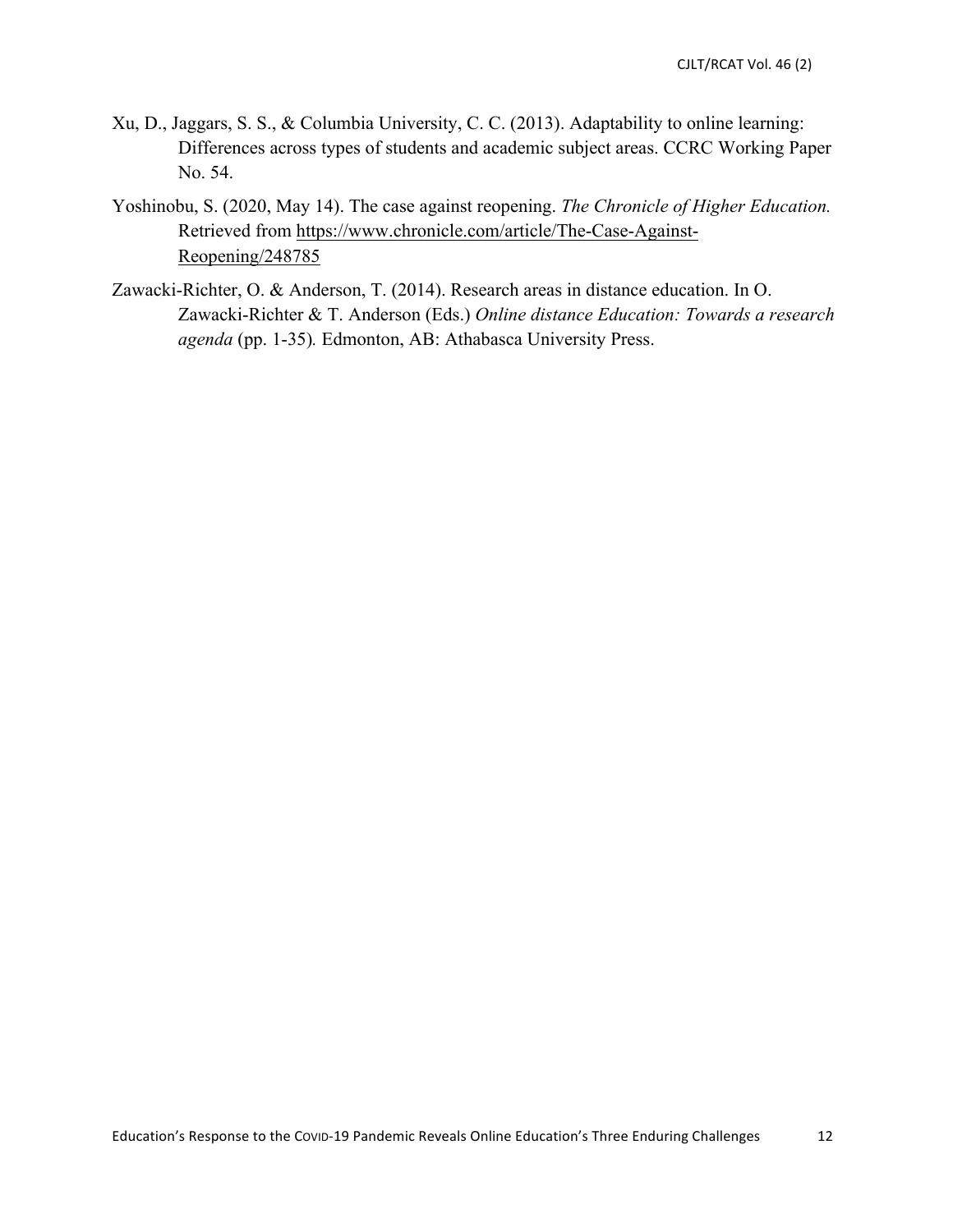Xu, D., Jaggars, S. S., & Columbia University, C. C. (2013). Adaptability to online learning: Differences across types of students and academic subject areas. CCRC Working Paper No. 54.

Yoshinobu, S. (2020, May 14). The case against reopening. *The Chronicle of Higher Education.* Retrieved from https://www.chronicle.com/article/The-Case-Against-Reopening/248785

Zawacki-Richter, O. & Anderson, T. (2014). Research areas in distance education. In O. Zawacki-Richter & T. Anderson (Eds.) *Online distance Education: Towards a research agenda* (pp. 1-35)*.* Edmonton, AB: Athabasca University Press.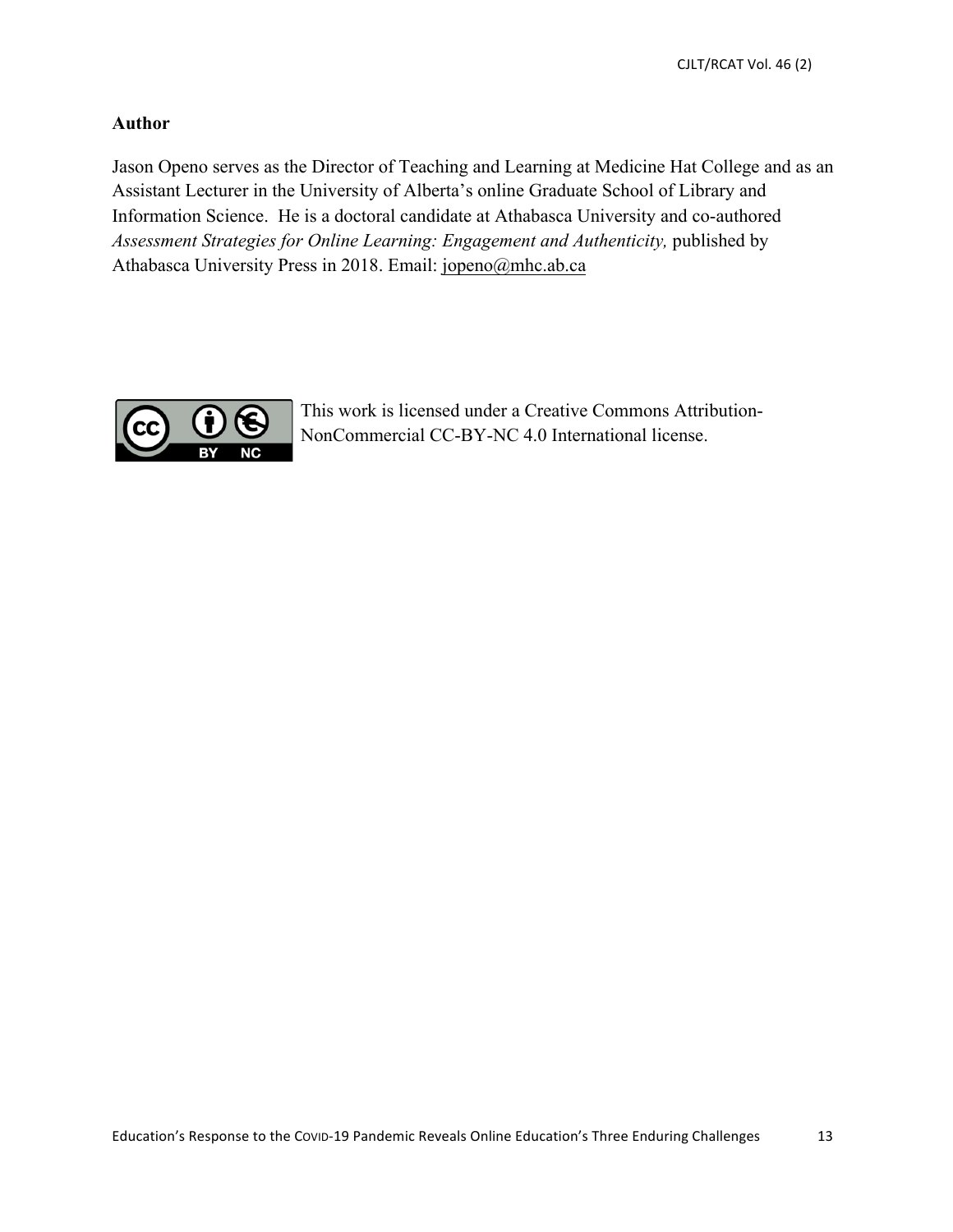## Author

Jason Openo serves as the Director of Teaching and Learning at Medicine Hat College and as an Assistant Lecturer in the University of Alberta's online Graduate School of Library and Information Science. He is a doctoral candidate at Athabasca University and co-authored *Assessment Strategies for Online Learning: Engagement and Authenticity,* published by Athabasca University Press in 2018. Email: jopeno@mhc.ab.ca

This work is licensed under a Creative Commons Attribution-NonCommercial CC-BY-NC 4.0 International license.